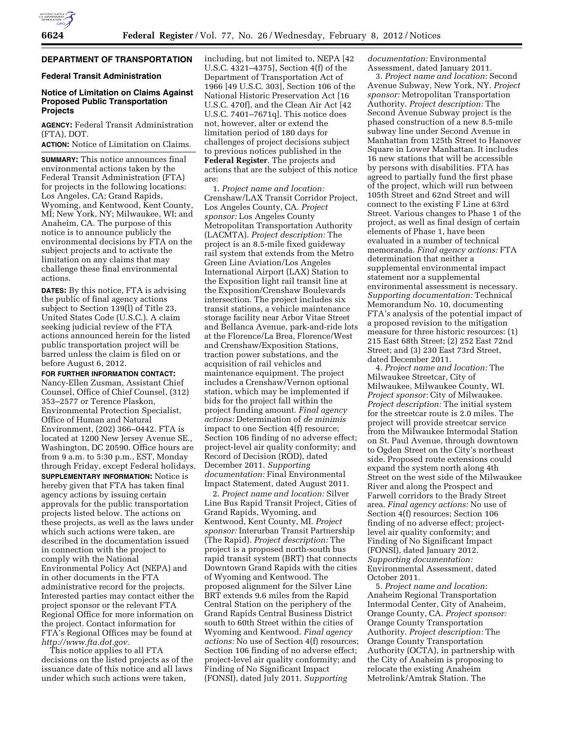## DEPARTMENT OF TRANSPORTATION

### Federal Transit Administration

### Notice of Limitation on Claims Against Proposed Public Transportation Projects

**AGENCY:** Federal Transit Administration (FTA), DOT.

**ACTION:** Notice of Limitation on Claims.

**SUMMARY:** This notice announces final environmental actions taken by the Federal Transit Administration (FTA) for projects in the following locations: Los Angeles, CA; Grand Rapids, Wyoming, and Kentwood, Kent County, MI; New York, NY; Milwaukee, WI; and Anaheim, CA. The purpose of this notice is to announce publicly the environmental decisions by FTA on the subject projects and to activate the limitation on any claims that may challenge these final environmental actions.

**DATES:** By this notice, FTA is advising the public of final agency actions subject to Section 139(l) of Title 23, United States Code (U.S.C.). A claim seeking judicial review of the FTA actions announced herein for the listed public transportation project will be barred unless the claim is filed on or before August 6, 2012.

**FOR FURTHER INFORMATION CONTACT:** Nancy-Ellen Zusman, Assistant Chief Counsel, Office of Chief Counsel, (312) 353–2577 or Terence Plaskon, Environmental Protection Specialist, Office of Human and Natural Environment, (202) 366–0442. FTA is located at 1200 New Jersey Avenue SE., Washington, DC 20590. Office hours are from 9 a.m. to 5:30 p.m., EST, Monday through Friday, except Federal holidays.

**SUPPLEMENTARY INFORMATION:** Notice is hereby given that FTA has taken final agency actions by issuing certain approvals for the public transportation projects listed below. The actions on these projects, as well as the laws under which such actions were taken, are described in the documentation issued in connection with the project to comply with the National Environmental Policy Act (NEPA) and in other documents in the FTA administrative record for the projects. Interested parties may contact either the project sponsor or the relevant FTA Regional Office for more information on the project. Contact information for FTA's Regional Offices may be found at *http://www.fta.dot.gov*.

This notice applies to all FTA decisions on the listed projects as of the issuance date of this notice and all laws under which such actions were taken, including, but not limited to, NEPA [42 U.S.C. 4321–4375], Section 4(f) of the Department of Transportation Act of 1966 [49 U.S.C. 303], Section 106 of the National Historic Preservation Act [16 U.S.C. 470f], and the Clean Air Act [42 U.S.C. 7401–7671q]. This notice does not, however, alter or extend the limitation period of 180 days for challenges of project decisions subject to previous notices published in the **Federal Register**. The projects and actions that are the subject of this notice are:

1. *Project name and location:* Crenshaw/LAX Transit Corridor Project, Los Angeles County, CA. *Project sponsor:* Los Angeles County Metropolitan Transportation Authority (LACMTA). *Project description:* The project is an 8.5-mile fixed guideway rail system that extends from the Metro Green Line Aviation/Los Angeles International Airport (LAX) Station to the Exposition light rail transit line at the Exposition/Crenshaw Boulevards intersection. The project includes six transit stations, a vehicle maintenance storage facility near Arbor Vitae Street and Bellanca Avenue, park-and-ride lots at the Florence/La Brea, Florence/West and Crenshaw/Exposition Stations, traction power substations, and the acquisition of rail vehicles and maintenance equipment. The project includes a Crenshaw/Vernon optional station, which may be implemented if bids for the project fall within the project funding amount. *Final agency actions:* Determination of *de minimis* impact to one Section 4(f) resource; Section 106 finding of no adverse effect; project-level air quality conformity; and Record of Decision (ROD), dated December 2011. *Supporting documentation:* Final Environmental Impact Statement, dated August 2011.

2. *Project name and location:* Silver Line Bus Rapid Transit Project, Cities of Grand Rapids, Wyoming, and Kentwood, Kent County, MI. *Project sponsor:* Interurban Transit Partnership (The Rapid). *Project description:* The project is a proposed north-south bus rapid transit system (BRT) that connects Downtown Grand Rapids with the cities of Wyoming and Kentwood. The proposed alignment for the Silver Line BRT extends 9.6 miles from the Rapid Central Station on the periphery of the Grand Rapids Central Business District south to 60th Street within the cities of Wyoming and Kentwood. *Final agency actions:* No use of Section 4(f) resources; Section 106 finding of no adverse effect; project-level air quality conformity; and Finding of No Significant Impact (FONSI), dated July 2011. *Supporting documentation:* Environmental Assessment, dated January 2011.

3. *Project name and location:* Second Avenue Subway, New York, NY. *Project sponsor:* Metropolitan Transportation Authority. *Project description:* The Second Avenue Subway project is the phased construction of a new 8.5-mile subway line under Second Avenue in Manhattan from 125th Street to Hanover Square in Lower Manhattan. It includes 16 new stations that will be accessible by persons with disabilities. FTA has agreed to partially fund the first phase of the project, which will run between 105th Street and 62nd Street and will connect to the existing F Line at 63rd Street. Various changes to Phase 1 of the project, as well as final design of certain elements of Phase 1, have been evaluated in a number of technical memoranda. *Final agency actions:* FTA determination that neither a supplemental environmental impact statement nor a supplemental environmental assessment is necessary. *Supporting documentation:* Technical Memorandum No. 10, documenting FTA's analysis of the potential impact of a proposed revision to the mitigation measure for three historic resources: (1) 215 East 68th Street; (2) 252 East 72nd Street; and (3) 230 East 73rd Street, dated December 2011.

4. *Project name and location:* The Milwaukee Streetcar, City of Milwaukee, Milwaukee County, WI. *Project sponsor:* City of Milwaukee. *Project description:* The initial system for the streetcar route is 2.0 miles. The project will provide streetcar service from the Milwaukee Intermodal Station on St. Paul Avenue, through downtown to Ogden Street on the City's northeast side. Proposed route extensions could expand the system north along 4th Street on the west side of the Milwaukee River and along the Prospect and Farwell corridors to the Brady Street area. *Final agency actions:* No use of Section 4(f) resources; Section 106 finding of no adverse effect; project-level air quality conformity; and Finding of No Significant Impact (FONSI), dated January 2012. *Supporting documentation:* Environmental Assessment, dated October 2011.

5. *Project name and location:* Anaheim Regional Transportation Intermodal Center, City of Anaheim, Orange County, CA. *Project sponsor:* Orange County Transportation Authority. *Project description:* The Orange County Transportation Authority (OCTA), in partnership with the City of Anaheim is proposing to relocate the existing Anaheim Metrolink/Amtrak Station. The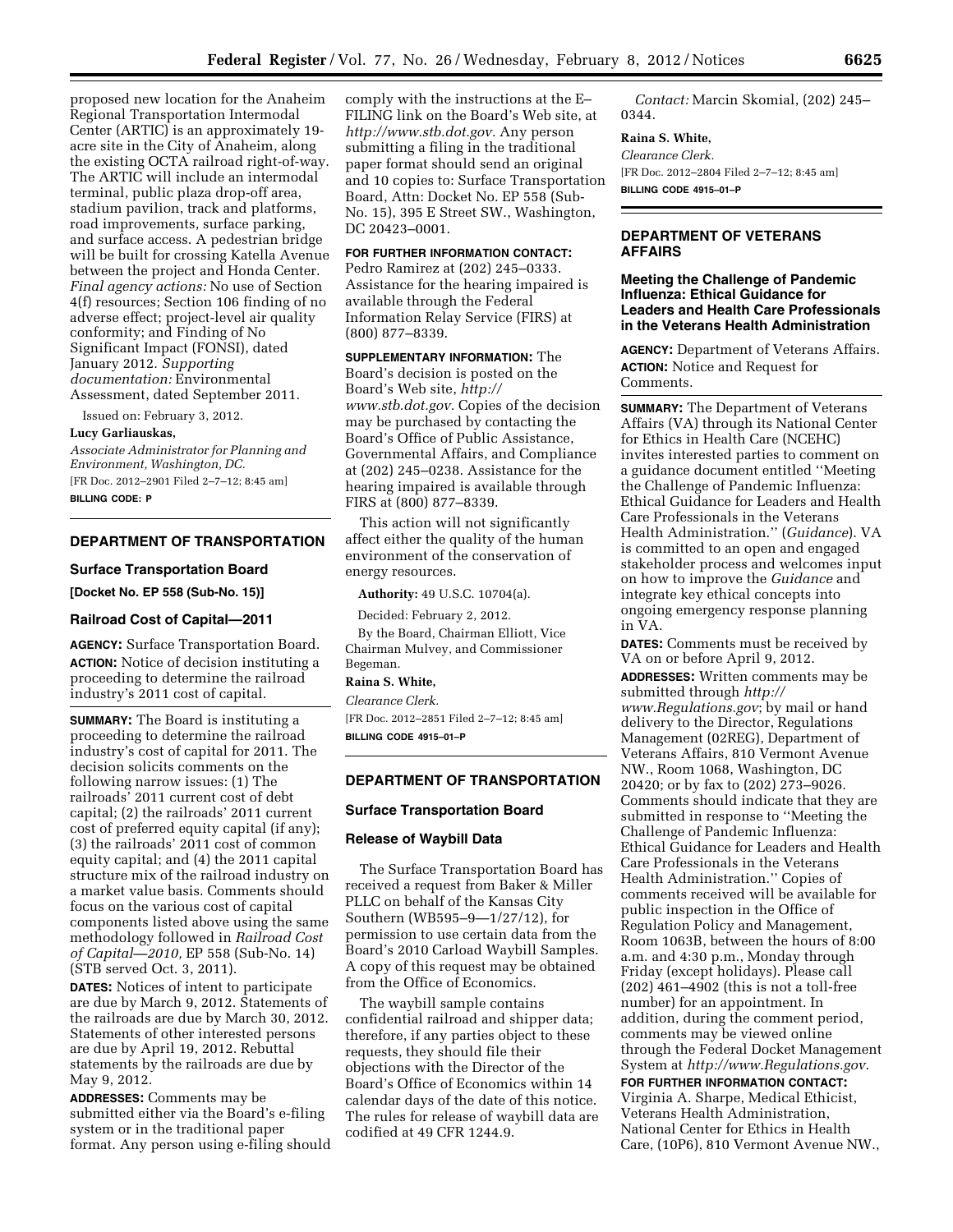proposed new location for the Anaheim Regional Transportation Intermodal Center (ARTIC) is an approximately 19-acre site in the City of Anaheim, along the existing OCTA railroad right-of-way. The ARTIC will include an intermodal terminal, public plaza drop-off area, stadium pavilion, track and platforms, road improvements, surface parking, and surface access. A pedestrian bridge will be built for crossing Katella Avenue between the project and Honda Center. *Final agency actions:* No use of Section 4(f) resources; Section 106 finding of no adverse effect; project-level air quality conformity; and Finding of No Significant Impact (FONSI), dated January 2012. *Supporting documentation:* Environmental Assessment, dated September 2011.

Issued on: February 3, 2012.

**Lucy Garliauskas,**

*Associate Administrator for Planning and Environment, Washington, DC.*

[FR Doc. 2012–2901 Filed 2–7–12; 8:45 am]

**BILLING CODE: P**

## DEPARTMENT OF TRANSPORTATION

### Surface Transportation Board

**[Docket No. EP 558 (Sub-No. 15)]**

### Railroad Cost of Capital—2011

**AGENCY:** Surface Transportation Board.

**ACTION:** Notice of decision instituting a proceeding to determine the railroad industry's 2011 cost of capital.

**SUMMARY:** The Board is instituting a proceeding to determine the railroad industry's cost of capital for 2011. The decision solicits comments on the following narrow issues: (1) The railroads' 2011 current cost of debt capital; (2) the railroads' 2011 current cost of preferred equity capital (if any); (3) the railroads' 2011 cost of common equity capital; and (4) the 2011 capital structure mix of the railroad industry on a market value basis. Comments should focus on the various cost of capital components listed above using the same methodology followed in *Railroad Cost of Capital—2010,* EP 558 (Sub-No. 14) (STB served Oct. 3, 2011).

**DATES:** Notices of intent to participate are due by March 9, 2012. Statements of the railroads are due by March 30, 2012. Statements of other interested persons are due by April 19, 2012. Rebuttal statements by the railroads are due by May 9, 2012.

**ADDRESSES:** Comments may be submitted either via the Board's e-filing system or in the traditional paper format. Any person using e-filing should comply with the instructions at the E–FILING link on the Board's Web site, at *http://www.stb.dot.gov.* Any person submitting a filing in the traditional paper format should send an original and 10 copies to: Surface Transportation Board, Attn: Docket No. EP 558 (Sub-No. 15), 395 E Street SW., Washington, DC 20423–0001.

**FOR FURTHER INFORMATION CONTACT:** Pedro Ramirez at (202) 245–0333. Assistance for the hearing impaired is available through the Federal Information Relay Service (FIRS) at (800) 877–8339.

**SUPPLEMENTARY INFORMATION:** The Board's decision is posted on the Board's Web site, *http://www.stb.dot.gov.* Copies of the decision may be purchased by contacting the Board's Office of Public Assistance, Governmental Affairs, and Compliance at (202) 245–0238. Assistance for the hearing impaired is available through FIRS at (800) 877–8339.

This action will not significantly affect either the quality of the human environment of the conservation of energy resources.

**Authority:** 49 U.S.C. 10704(a).

Decided: February 2, 2012.

By the Board, Chairman Elliott, Vice Chairman Mulvey, and Commissioner Begeman.

**Raina S. White,**

*Clearance Clerk.*

[FR Doc. 2012–2851 Filed 2–7–12; 8:45 am]

**BILLING CODE 4915–01–P**

## DEPARTMENT OF TRANSPORTATION

### Surface Transportation Board

### Release of Waybill Data

The Surface Transportation Board has received a request from Baker & Miller PLLC on behalf of the Kansas City Southern (WB595–9—1/27/12), for permission to use certain data from the Board's 2010 Carload Waybill Samples. A copy of this request may be obtained from the Office of Economics.

The waybill sample contains confidential railroad and shipper data; therefore, if any parties object to these requests, they should file their objections with the Director of the Board's Office of Economics within 14 calendar days of the date of this notice. The rules for release of waybill data are codified at 49 CFR 1244.9.

*Contact:* Marcin Skomial, (202) 245–0344.

**Raina S. White,**

*Clearance Clerk.*

[FR Doc. 2012–2804 Filed 2–7–12; 8:45 am]

**BILLING CODE 4915–01–P**

## DEPARTMENT OF VETERANS AFFAIRS

### Meeting the Challenge of Pandemic Influenza: Ethical Guidance for Leaders and Health Care Professionals in the Veterans Health Administration

**AGENCY:** Department of Veterans Affairs.

**ACTION:** Notice and Request for Comments.

**SUMMARY:** The Department of Veterans Affairs (VA) through its National Center for Ethics in Health Care (NCEHC) invites interested parties to comment on a guidance document entitled ''Meeting the Challenge of Pandemic Influenza: Ethical Guidance for Leaders and Health Care Professionals in the Veterans Health Administration.'' (*Guidance*). VA is committed to an open and engaged stakeholder process and welcomes input on how to improve the *Guidance* and integrate key ethical concepts into ongoing emergency response planning in VA.

**DATES:** Comments must be received by VA on or before April 9, 2012.

**ADDRESSES:** Written comments may be submitted through *http://www.Regulations.gov*; by mail or hand delivery to the Director, Regulations Management (02REG), Department of Veterans Affairs, 810 Vermont Avenue NW., Room 1068, Washington, DC 20420; or by fax to (202) 273–9026. Comments should indicate that they are submitted in response to ''Meeting the Challenge of Pandemic Influenza: Ethical Guidance for Leaders and Health Care Professionals in the Veterans Health Administration.'' Copies of comments received will be available for public inspection in the Office of Regulation Policy and Management, Room 1063B, between the hours of 8:00 a.m. and 4:30 p.m., Monday through Friday (except holidays). Please call (202) 461–4902 (this is not a toll-free number) for an appointment. In addition, during the comment period, comments may be viewed online through the Federal Docket Management System at *http://www.Regulations.gov*.

**FOR FURTHER INFORMATION CONTACT:** Virginia A. Sharpe, Medical Ethicist, Veterans Health Administration, National Center for Ethics in Health Care, (10P6), 810 Vermont Avenue NW.,